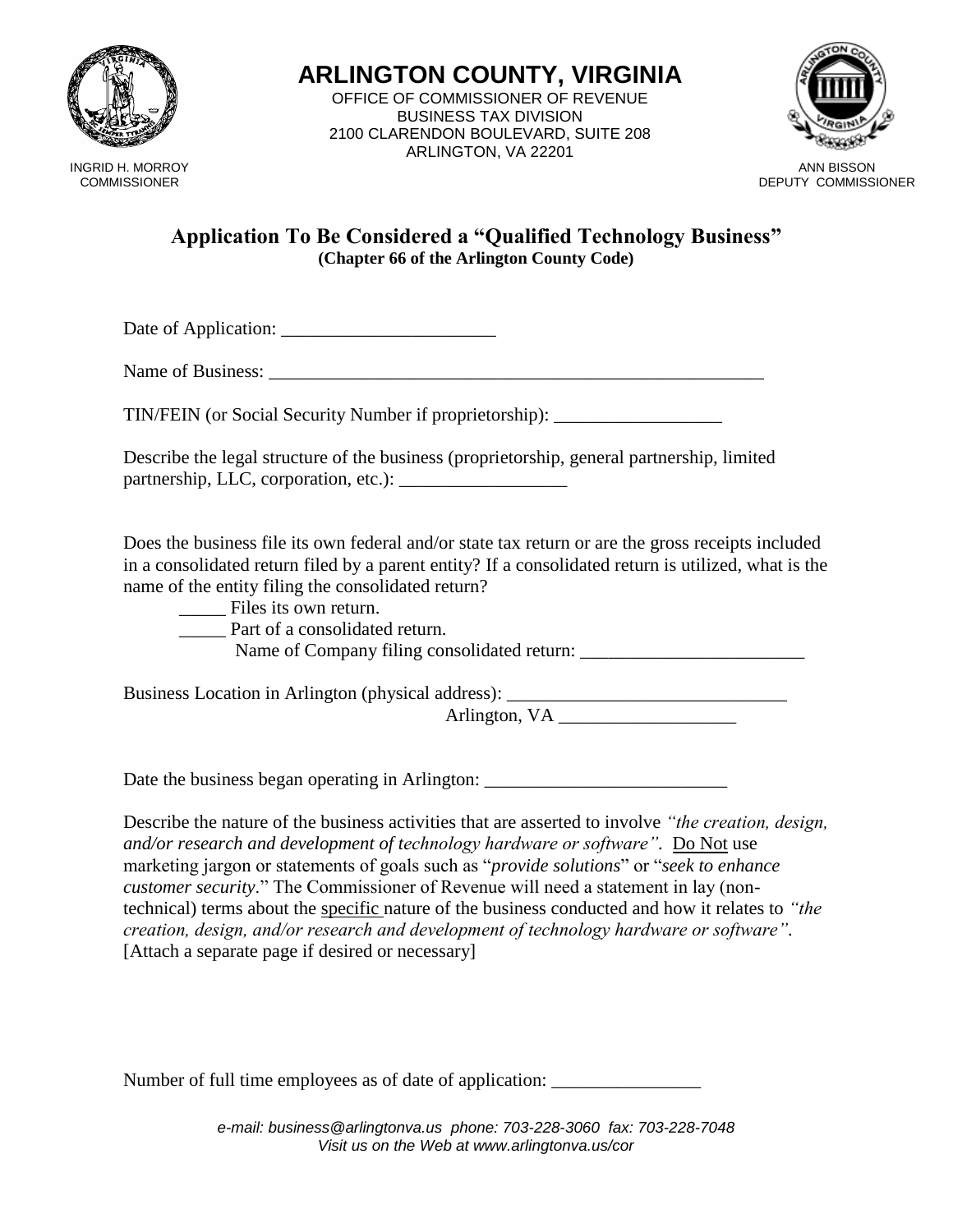# ARLINGTON COUNTY, VIRGINIA

OFFICE OF COMMISSIONER OF REVENUE
BUSINESS TAX DIVISION
2100 CLARENDON BOULEVARD, SUITE 208
ARLINGTON, VA 22201

INGRID H. MORROY
COMMISSIONER

ANN BISSON
DEPUTY COMMISSIONER

## Application To Be Considered a "Qualified Technology Business"

**(Chapter 66 of the Arlington County Code)**

Date of Application: _______________________

Name of Business: _____________________________________________________

TIN/FEIN (or Social Security Number if proprietorship): __________________

Describe the legal structure of the business (proprietorship, general partnership, limited partnership, LLC, corporation, etc.): __________________

Does the business file its own federal and/or state tax return or are the gross receipts included in a consolidated return filed by a parent entity? If a consolidated return is utilized, what is the name of the entity filing the consolidated return?

_____ Files its own return.

_____ Part of a consolidated return.

Name of Company filing consolidated return: ________________________

Business Location in Arlington (physical address): ______________________________

Arlington, VA ___________________

Date the business began operating in Arlington: __________________________

Describe the nature of the business activities that are asserted to involve *"the creation, design, and/or research and development of technology hardware or software"*. Do Not use marketing jargon or statements of goals such as "*provide solutions*" or "*seek to enhance customer security*." The Commissioner of Revenue will need a statement in lay (non-technical) terms about the specific nature of the business conducted and how it relates to *"the creation, design, and/or research and development of technology hardware or software"*. [Attach a separate page if desired or necessary]

Number of full time employees as of date of application: ________________

*e-mail: business@arlingtonva.us phone: 703-228-3060 fax: 703-228-7048*
*Visit us on the Web at www.arlingtonva.us/cor*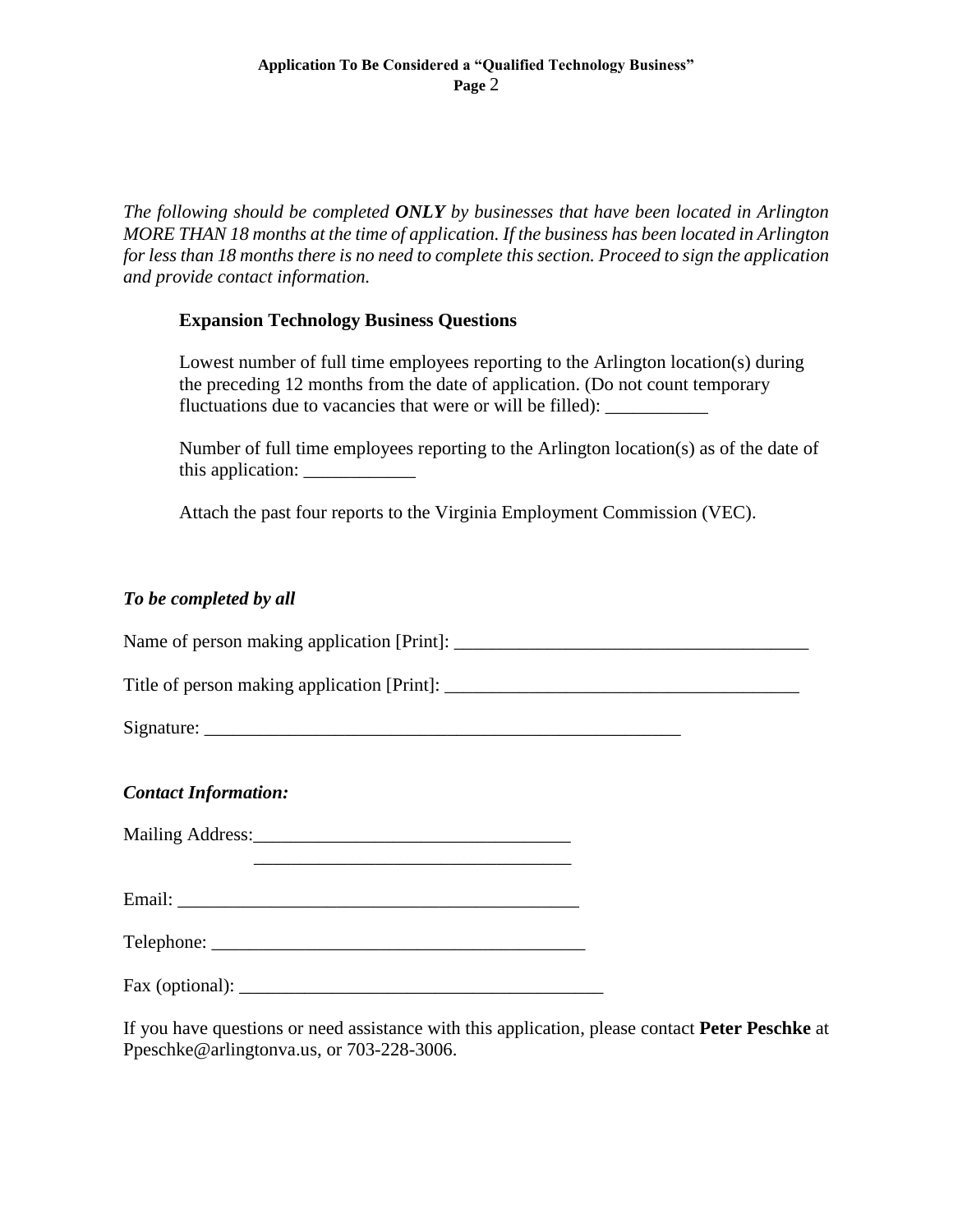*The following should be completed **ONLY** by businesses that have been located in Arlington MORE THAN 18 months at the time of application. If the business has been located in Arlington for less than 18 months there is no need to complete this section. Proceed to sign the application and provide contact information.*

**Expansion Technology Business Questions**

Lowest number of full time employees reporting to the Arlington location(s) during the preceding 12 months from the date of application. (Do not count temporary fluctuations due to vacancies that were or will be filled): ___________

Number of full time employees reporting to the Arlington location(s) as of the date of this application: ____________

Attach the past four reports to the Virginia Employment Commission (VEC).

***To be completed by all***

Name of person making application [Print]: ______________________________________

Title of person making application [Print]: ______________________________________

Signature: _____________________________________________________

***Contact Information:***

Mailing Address:__________________________________

__________________________________

Email: _____________________________________________

Telephone: __________________________________________

Fax (optional): _______________________________________

If you have questions or need assistance with this application, please contact **Peter Peschke** at Ppeschke@arlingtonva.us, or 703-228-3006.